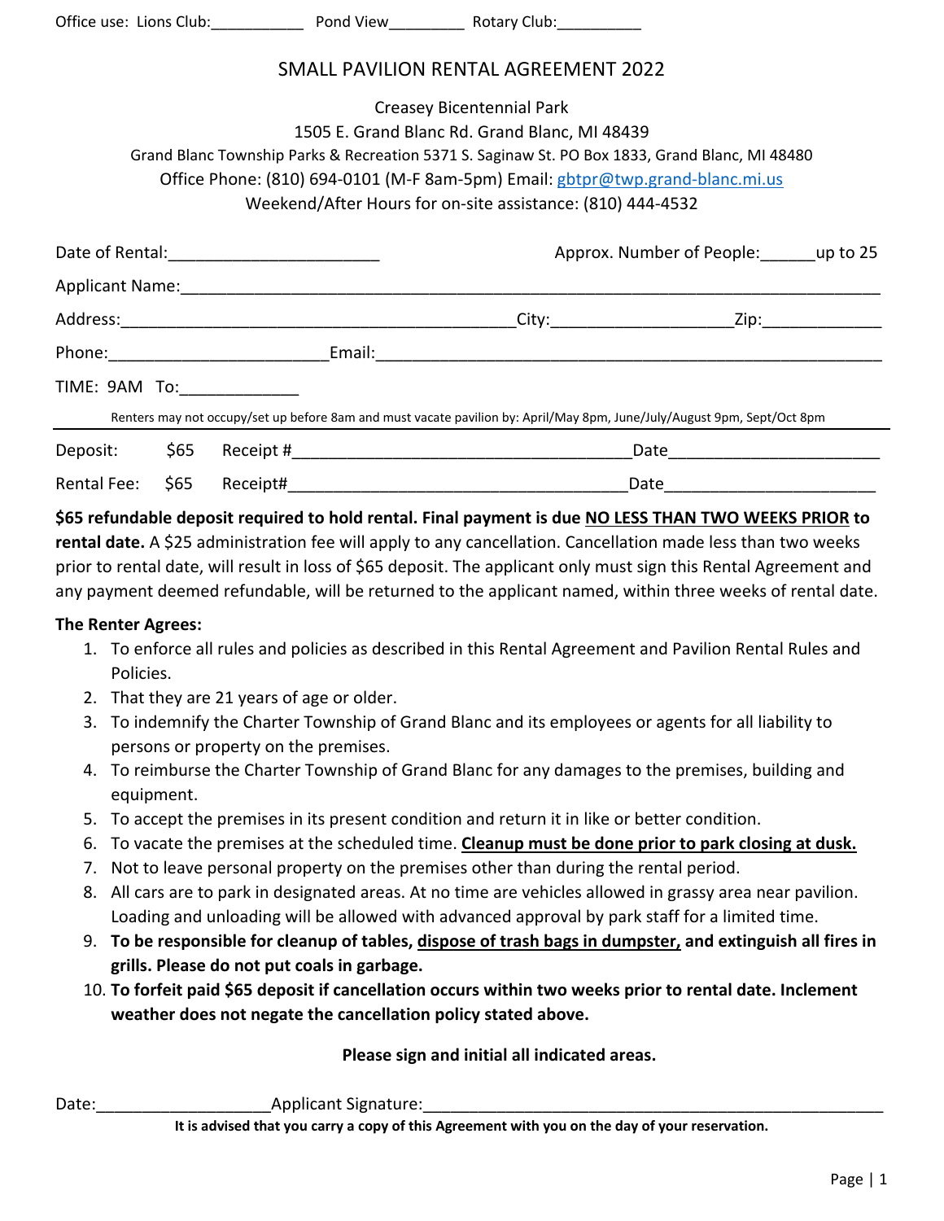Office use: Lions Club:__________ Pond View________ Rotary Club:__________

# SMALL PAVILION RENTAL AGREEMENT 2022

Creasey Bicentennial Park
1505 E. Grand Blanc Rd. Grand Blanc, MI 48439
Grand Blanc Township Parks & Recreation 5371 S. Saginaw St. PO Box 1833, Grand Blanc, MI 48480
Office Phone: (810) 694-0101 (M-F 8am-5pm) Email: gbtpr@twp.grand-blanc.mi.us
Weekend/After Hours for on-site assistance: (810) 444-4532

Date of Rental:______________________ Approx. Number of People:______up to 25

Applicant Name:_______________________________________________________________

Address:________________________________________City:__________________Zip:____________

Phone:______________________Email:______________________________________________

TIME: 9AM To:____________

Renters may not occupy/set up before 8am and must vacate pavilion by: April/May 8pm, June/July/August 9pm, Sept/Oct 8pm

---

Deposit: $65 Receipt #____________________________________Date______________________

Rental Fee: $65 Receipt#____________________________________Date______________________

**$65 refundable deposit required to hold rental. Final payment is due <u>NO LESS THAN TWO WEEKS PRIOR</u> to rental date.** A $25 administration fee will apply to any cancellation. Cancellation made less than two weeks prior to rental date, will result in loss of $65 deposit. The applicant only must sign this Rental Agreement and any payment deemed refundable, will be returned to the applicant named, within three weeks of rental date.

**The Renter Agrees:**

1. To enforce all rules and policies as described in this Rental Agreement and Pavilion Rental Rules and Policies.
2. That they are 21 years of age or older.
3. To indemnify the Charter Township of Grand Blanc and its employees or agents for all liability to persons or property on the premises.
4. To reimburse the Charter Township of Grand Blanc for any damages to the premises, building and equipment.
5. To accept the premises in its present condition and return it in like or better condition.
6. To vacate the premises at the scheduled time. **<u>Cleanup must be done prior to park closing at dusk.</u>**
7. Not to leave personal property on the premises other than during the rental period.
8. All cars are to park in designated areas. At no time are vehicles allowed in grassy area near pavilion. Loading and unloading will be allowed with advanced approval by park staff for a limited time.
9. **To be responsible for cleanup of tables, <u>dispose of trash bags in dumpster,</u> and extinguish all fires in grills. Please do not put coals in garbage.**
10. **To forfeit paid $65 deposit if cancellation occurs within two weeks prior to rental date. Inclement weather does not negate the cancellation policy stated above.**

**Please sign and initial all indicated areas.**

Date:__________________Applicant Signature:__________________________________________________

**It is advised that you carry a copy of this Agreement with you on the day of your reservation.**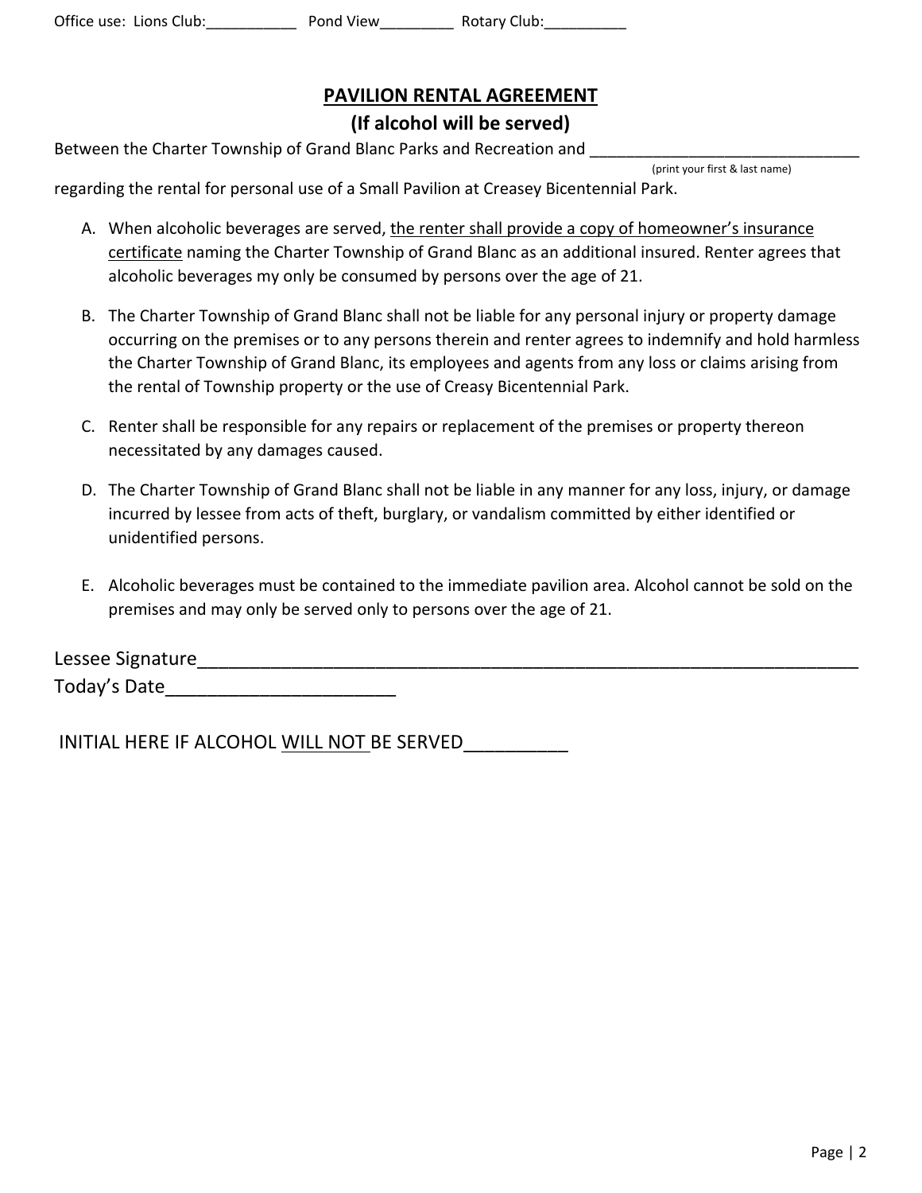Office use: Lions Club:___________ Pond View_________ Rotary Club:__________

# PAVILION RENTAL AGREEMENT

## (If alcohol will be served)

Between the Charter Township of Grand Blanc Parks and Recreation and ______________________________
(print your first & last name)

regarding the rental for personal use of a Small Pavilion at Creasey Bicentennial Park.

A. When alcoholic beverages are served, <u>the renter shall provide a copy of homeowner's insurance certificate</u> naming the Charter Township of Grand Blanc as an additional insured. Renter agrees that alcoholic beverages my only be consumed by persons over the age of 21.

B. The Charter Township of Grand Blanc shall not be liable for any personal injury or property damage occurring on the premises or to any persons therein and renter agrees to indemnify and hold harmless the Charter Township of Grand Blanc, its employees and agents from any loss or claims arising from the rental of Township property or the use of Creasy Bicentennial Park.

C. Renter shall be responsible for any repairs or replacement of the premises or property thereon necessitated by any damages caused.

D. The Charter Township of Grand Blanc shall not be liable in any manner for any loss, injury, or damage incurred by lessee from acts of theft, burglary, or vandalism committed by either identified or unidentified persons.

E. Alcoholic beverages must be contained to the immediate pavilion area. Alcohol cannot be sold on the premises and may only be served only to persons over the age of 21.

Lessee Signature_____________________________________________________________________

Today's Date______________________

INITIAL HERE IF ALCOHOL <u>WILL NOT</u> BE SERVED__________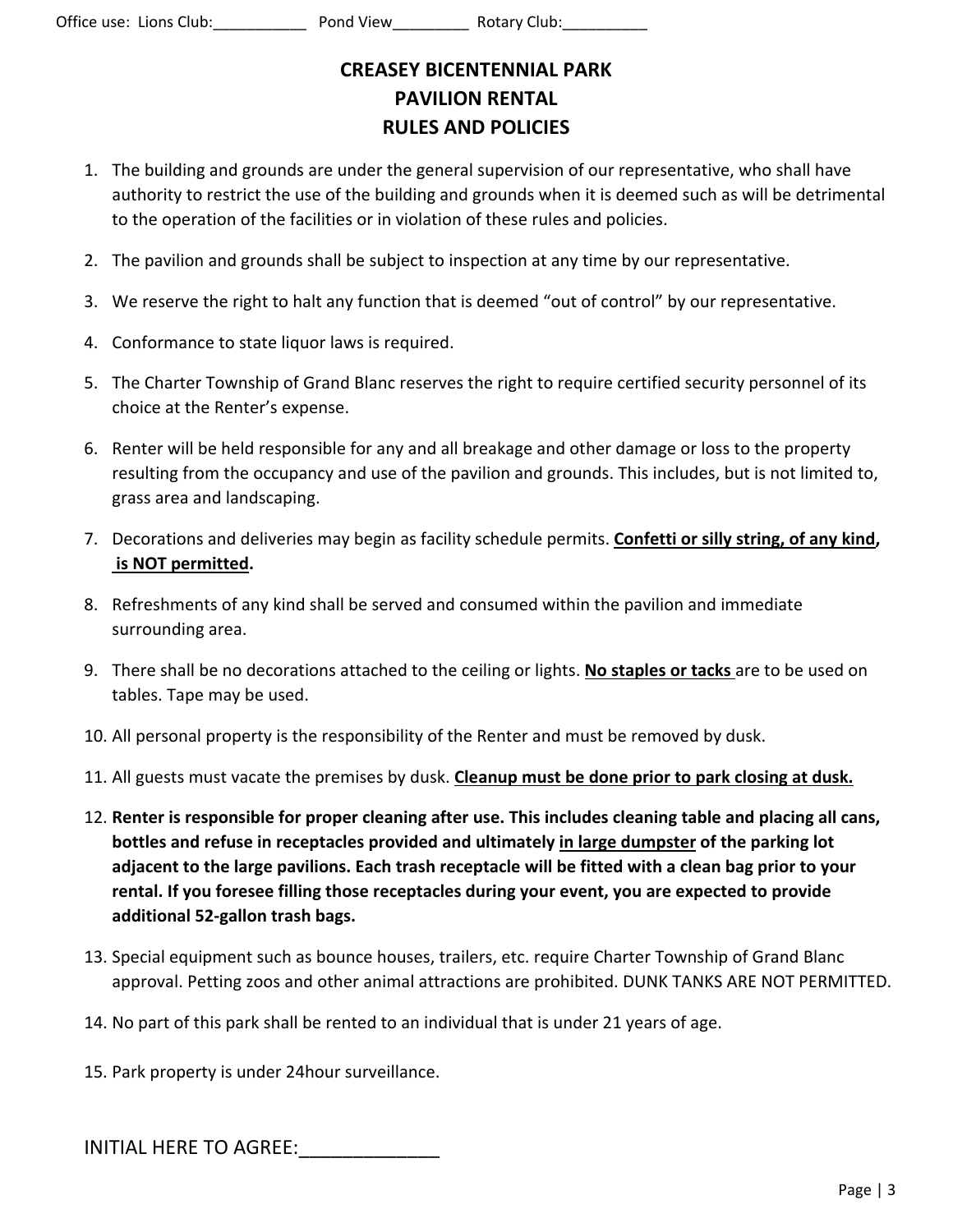Office use: Lions Club:___________ Pond View_________ Rotary Club:__________

# CREASEY BICENTENNIAL PARK
# PAVILION RENTAL
# RULES AND POLICIES

1. The building and grounds are under the general supervision of our representative, who shall have authority to restrict the use of the building and grounds when it is deemed such as will be detrimental to the operation of the facilities or in violation of these rules and policies.

2. The pavilion and grounds shall be subject to inspection at any time by our representative.

3. We reserve the right to halt any function that is deemed "out of control" by our representative.

4. Conformance to state liquor laws is required.

5. The Charter Township of Grand Blanc reserves the right to require certified security personnel of its choice at the Renter's expense.

6. Renter will be held responsible for any and all breakage and other damage or loss to the property resulting from the occupancy and use of the pavilion and grounds. This includes, but is not limited to, grass area and landscaping.

7. Decorations and deliveries may begin as facility schedule permits. **Confetti or silly string, of any kind, is NOT permitted.**

8. Refreshments of any kind shall be served and consumed within the pavilion and immediate surrounding area.

9. There shall be no decorations attached to the ceiling or lights. **No staples or tacks** are to be used on tables. Tape may be used.

10. All personal property is the responsibility of the Renter and must be removed by dusk.

11. All guests must vacate the premises by dusk. **Cleanup must be done prior to park closing at dusk.**

12. **Renter is responsible for proper cleaning after use. This includes cleaning table and placing all cans, bottles and refuse in receptacles provided and ultimately in large dumpster of the parking lot adjacent to the large pavilions. Each trash receptacle will be fitted with a clean bag prior to your rental. If you foresee filling those receptacles during your event, you are expected to provide additional 52-gallon trash bags.**

13. Special equipment such as bounce houses, trailers, etc. require Charter Township of Grand Blanc approval. Petting zoos and other animal attractions are prohibited. DUNK TANKS ARE NOT PERMITTED.

14. No part of this park shall be rented to an individual that is under 21 years of age.

15. Park property is under 24hour surveillance.

INITIAL HERE TO AGREE:_____________